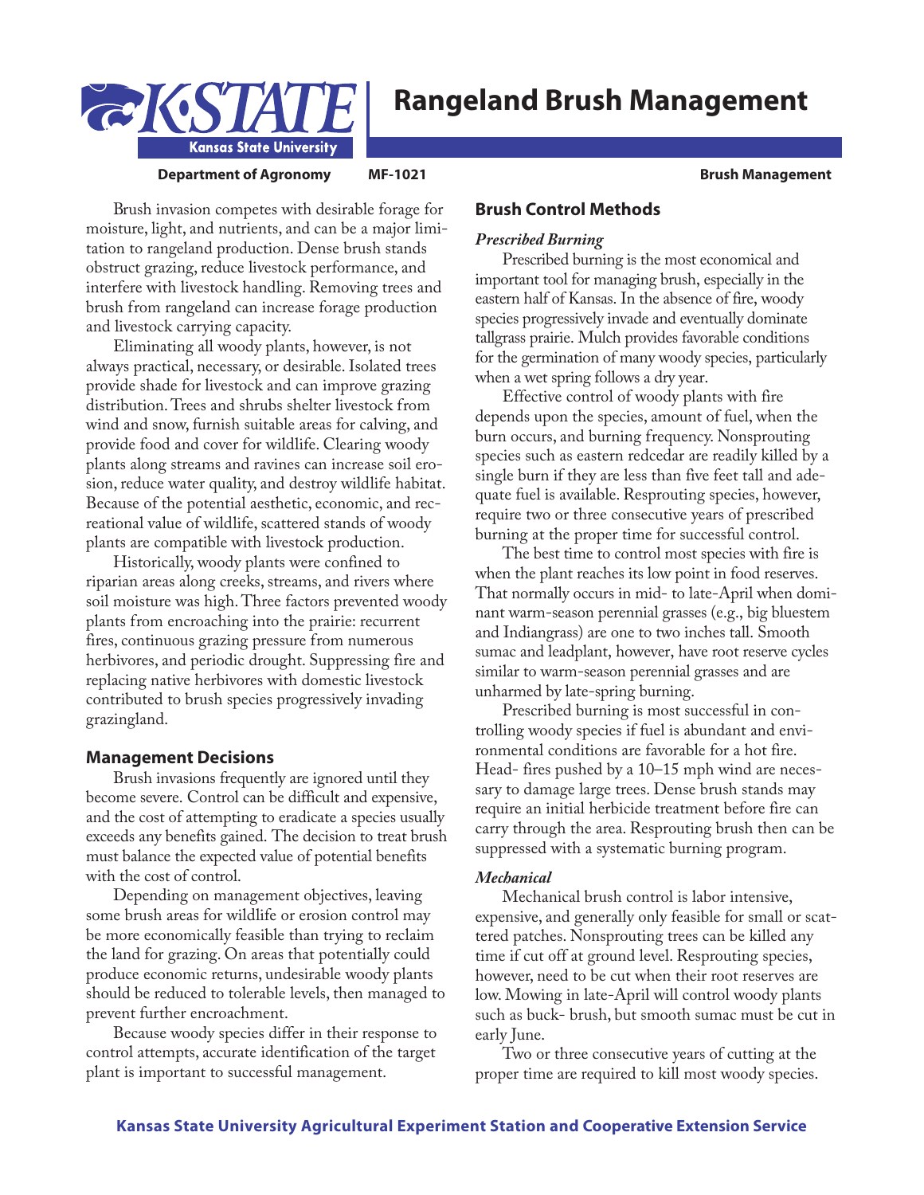# Rangeland Brush Management

**Department of Agronomy** **MF-1021** **Brush Management**

Brush invasion competes with desirable forage for moisture, light, and nutrients, and can be a major limitation to rangeland production. Dense brush stands obstruct grazing, reduce livestock performance, and interfere with livestock handling. Removing trees and brush from rangeland can increase forage production and livestock carrying capacity.

Eliminating all woody plants, however, is not always practical, necessary, or desirable. Isolated trees provide shade for livestock and can improve grazing distribution. Trees and shrubs shelter livestock from wind and snow, furnish suitable areas for calving, and provide food and cover for wildlife. Clearing woody plants along streams and ravines can increase soil erosion, reduce water quality, and destroy wildlife habitat. Because of the potential aesthetic, economic, and recreational value of wildlife, scattered stands of woody plants are compatible with livestock production.

Historically, woody plants were confined to riparian areas along creeks, streams, and rivers where soil moisture was high. Three factors prevented woody plants from encroaching into the prairie: recurrent fires, continuous grazing pressure from numerous herbivores, and periodic drought. Suppressing fire and replacing native herbivores with domestic livestock contributed to brush species progressively invading grazingland.

## Management Decisions

Brush invasions frequently are ignored until they become severe. Control can be difficult and expensive, and the cost of attempting to eradicate a species usually exceeds any benefits gained. The decision to treat brush must balance the expected value of potential benefits with the cost of control.

Depending on management objectives, leaving some brush areas for wildlife or erosion control may be more economically feasible than trying to reclaim the land for grazing. On areas that potentially could produce economic returns, undesirable woody plants should be reduced to tolerable levels, then managed to prevent further encroachment.

Because woody species differ in their response to control attempts, accurate identification of the target plant is important to successful management.

## Brush Control Methods

### *Prescribed Burning*

Prescribed burning is the most economical and important tool for managing brush, especially in the eastern half of Kansas. In the absence of fire, woody species progressively invade and eventually dominate tallgrass prairie. Mulch provides favorable conditions for the germination of many woody species, particularly when a wet spring follows a dry year.

Effective control of woody plants with fire depends upon the species, amount of fuel, when the burn occurs, and burning frequency. Nonsprouting species such as eastern redcedar are readily killed by a single burn if they are less than five feet tall and adequate fuel is available. Resprouting species, however, require two or three consecutive years of prescribed burning at the proper time for successful control.

The best time to control most species with fire is when the plant reaches its low point in food reserves. That normally occurs in mid- to late-April when dominant warm-season perennial grasses (e.g., big bluestem and Indiangrass) are one to two inches tall. Smooth sumac and leadplant, however, have root reserve cycles similar to warm-season perennial grasses and are unharmed by late-spring burning.

Prescribed burning is most successful in controlling woody species if fuel is abundant and environmental conditions are favorable for a hot fire. Head- fires pushed by a 10–15 mph wind are necessary to damage large trees. Dense brush stands may require an initial herbicide treatment before fire can carry through the area. Resprouting brush then can be suppressed with a systematic burning program.

### *Mechanical*

Mechanical brush control is labor intensive, expensive, and generally only feasible for small or scattered patches. Nonsprouting trees can be killed any time if cut off at ground level. Resprouting species, however, need to be cut when their root reserves are low. Mowing in late-April will control woody plants such as buck- brush, but smooth sumac must be cut in early June.

Two or three consecutive years of cutting at the proper time are required to kill most woody species.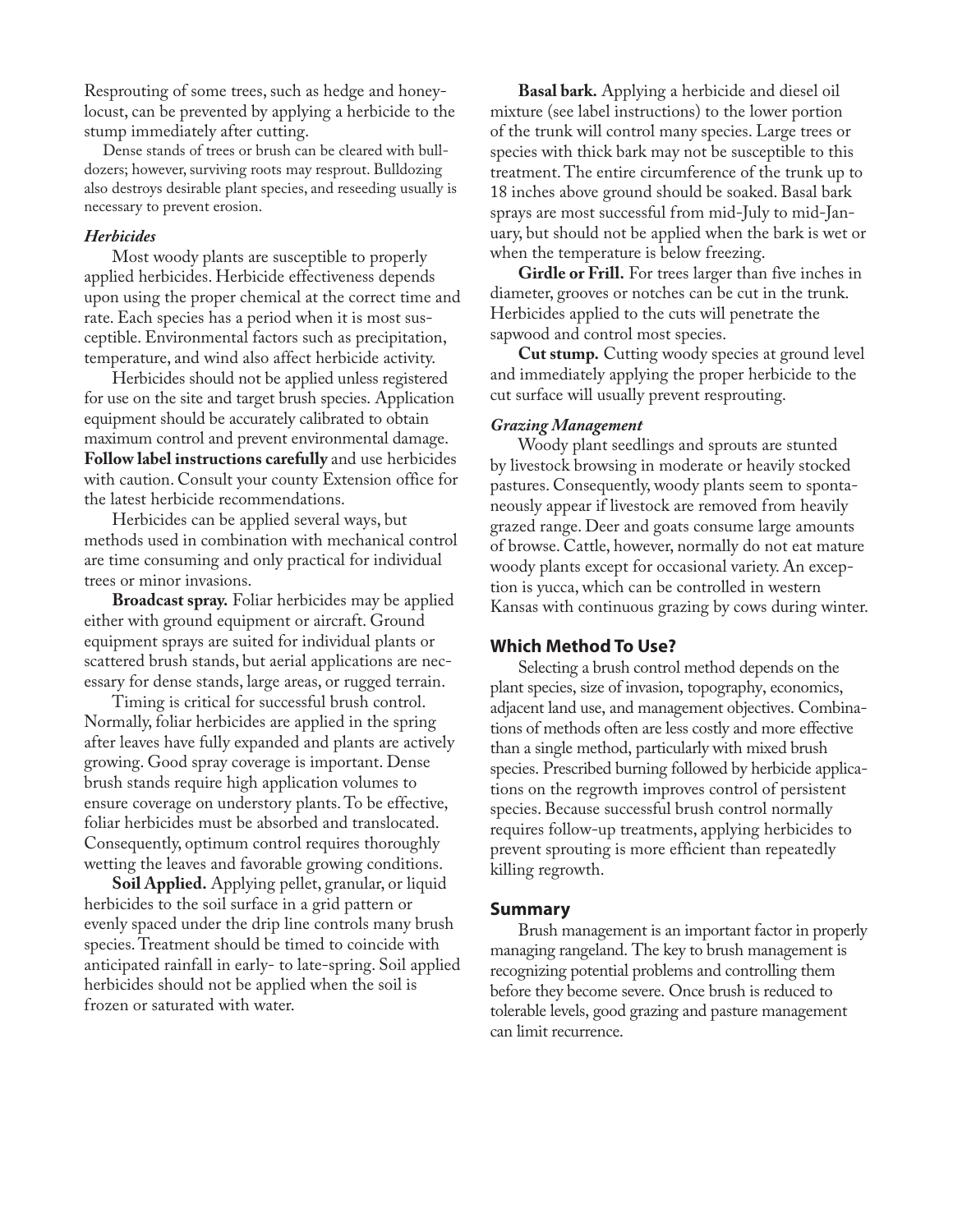Resprouting of some trees, such as hedge and honeylocust, can be prevented by applying a herbicide to the stump immediately after cutting.

Dense stands of trees or brush can be cleared with bulldozers; however, surviving roots may resprout. Bulldozing also destroys desirable plant species, and reseeding usually is necessary to prevent erosion.

### *Herbicides*

Most woody plants are susceptible to properly applied herbicides. Herbicide effectiveness depends upon using the proper chemical at the correct time and rate. Each species has a period when it is most susceptible. Environmental factors such as precipitation, temperature, and wind also affect herbicide activity.

Herbicides should not be applied unless registered for use on the site and target brush species. Application equipment should be accurately calibrated to obtain maximum control and prevent environmental damage. **Follow label instructions carefully** and use herbicides with caution. Consult your county Extension office for the latest herbicide recommendations.

Herbicides can be applied several ways, but methods used in combination with mechanical control are time consuming and only practical for individual trees or minor invasions.

**Broadcast spray.** Foliar herbicides may be applied either with ground equipment or aircraft. Ground equipment sprays are suited for individual plants or scattered brush stands, but aerial applications are necessary for dense stands, large areas, or rugged terrain.

Timing is critical for successful brush control. Normally, foliar herbicides are applied in the spring after leaves have fully expanded and plants are actively growing. Good spray coverage is important. Dense brush stands require high application volumes to ensure coverage on understory plants. To be effective, foliar herbicides must be absorbed and translocated. Consequently, optimum control requires thoroughly wetting the leaves and favorable growing conditions.

**Soil Applied.** Applying pellet, granular, or liquid herbicides to the soil surface in a grid pattern or evenly spaced under the drip line controls many brush species. Treatment should be timed to coincide with anticipated rainfall in early- to late-spring. Soil applied herbicides should not be applied when the soil is frozen or saturated with water.

**Basal bark.** Applying a herbicide and diesel oil mixture (see label instructions) to the lower portion of the trunk will control many species. Large trees or species with thick bark may not be susceptible to this treatment. The entire circumference of the trunk up to 18 inches above ground should be soaked. Basal bark sprays are most successful from mid-July to mid-January, but should not be applied when the bark is wet or when the temperature is below freezing.

**Girdle or Frill.** For trees larger than five inches in diameter, grooves or notches can be cut in the trunk. Herbicides applied to the cuts will penetrate the sapwood and control most species.

**Cut stump.** Cutting woody species at ground level and immediately applying the proper herbicide to the cut surface will usually prevent resprouting.

### *Grazing Management*

Woody plant seedlings and sprouts are stunted by livestock browsing in moderate or heavily stocked pastures. Consequently, woody plants seem to spontaneously appear if livestock are removed from heavily grazed range. Deer and goats consume large amounts of browse. Cattle, however, normally do not eat mature woody plants except for occasional variety. An exception is yucca, which can be controlled in western Kansas with continuous grazing by cows during winter.

## Which Method To Use?

Selecting a brush control method depends on the plant species, size of invasion, topography, economics, adjacent land use, and management objectives. Combinations of methods often are less costly and more effective than a single method, particularly with mixed brush species. Prescribed burning followed by herbicide applications on the regrowth improves control of persistent species. Because successful brush control normally requires follow-up treatments, applying herbicides to prevent sprouting is more efficient than repeatedly killing regrowth.

## Summary

Brush management is an important factor in properly managing rangeland. The key to brush management is recognizing potential problems and controlling them before they become severe. Once brush is reduced to tolerable levels, good grazing and pasture management can limit recurrence.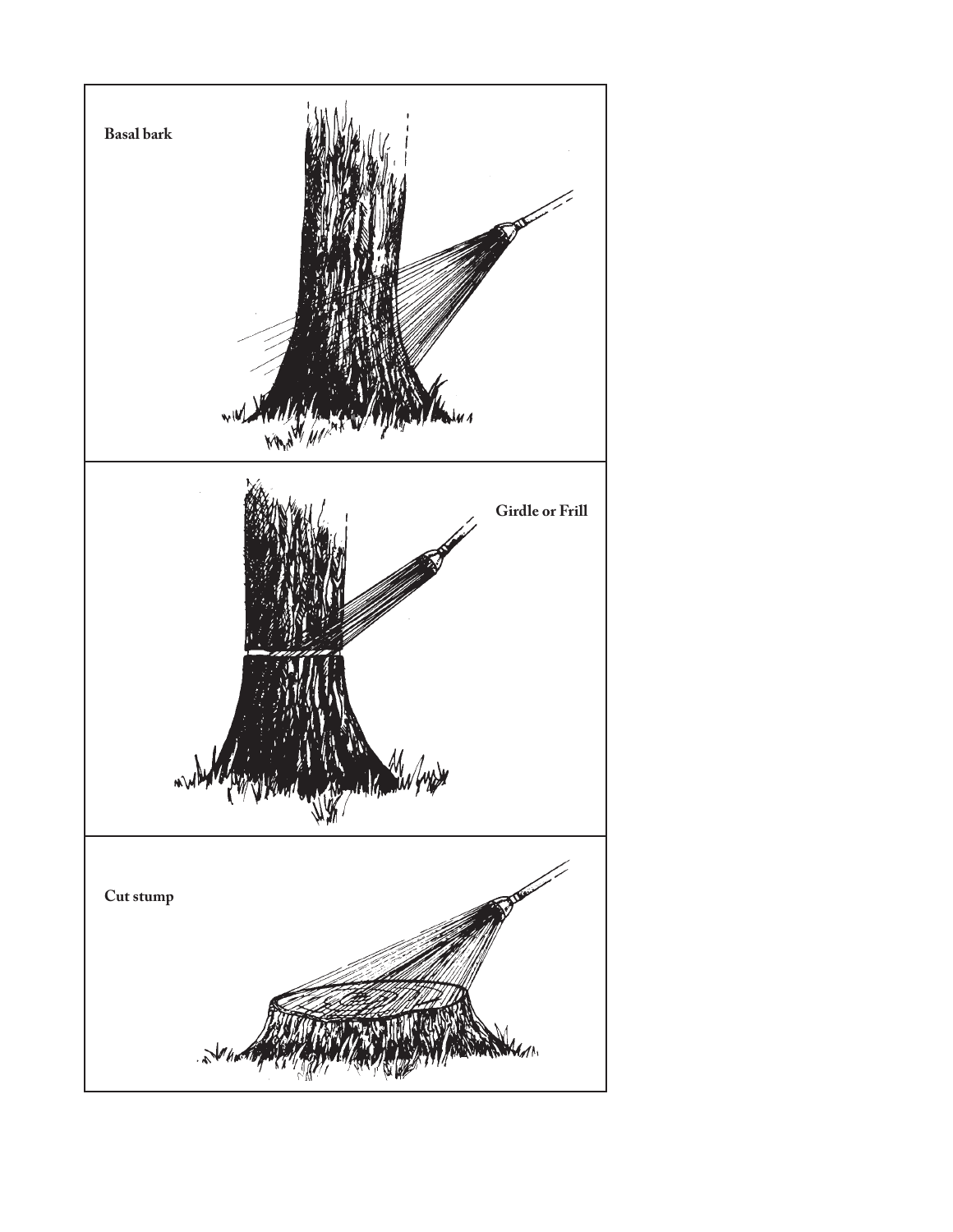**Basal bark**

**Girdle or Frill**

**Cut stump**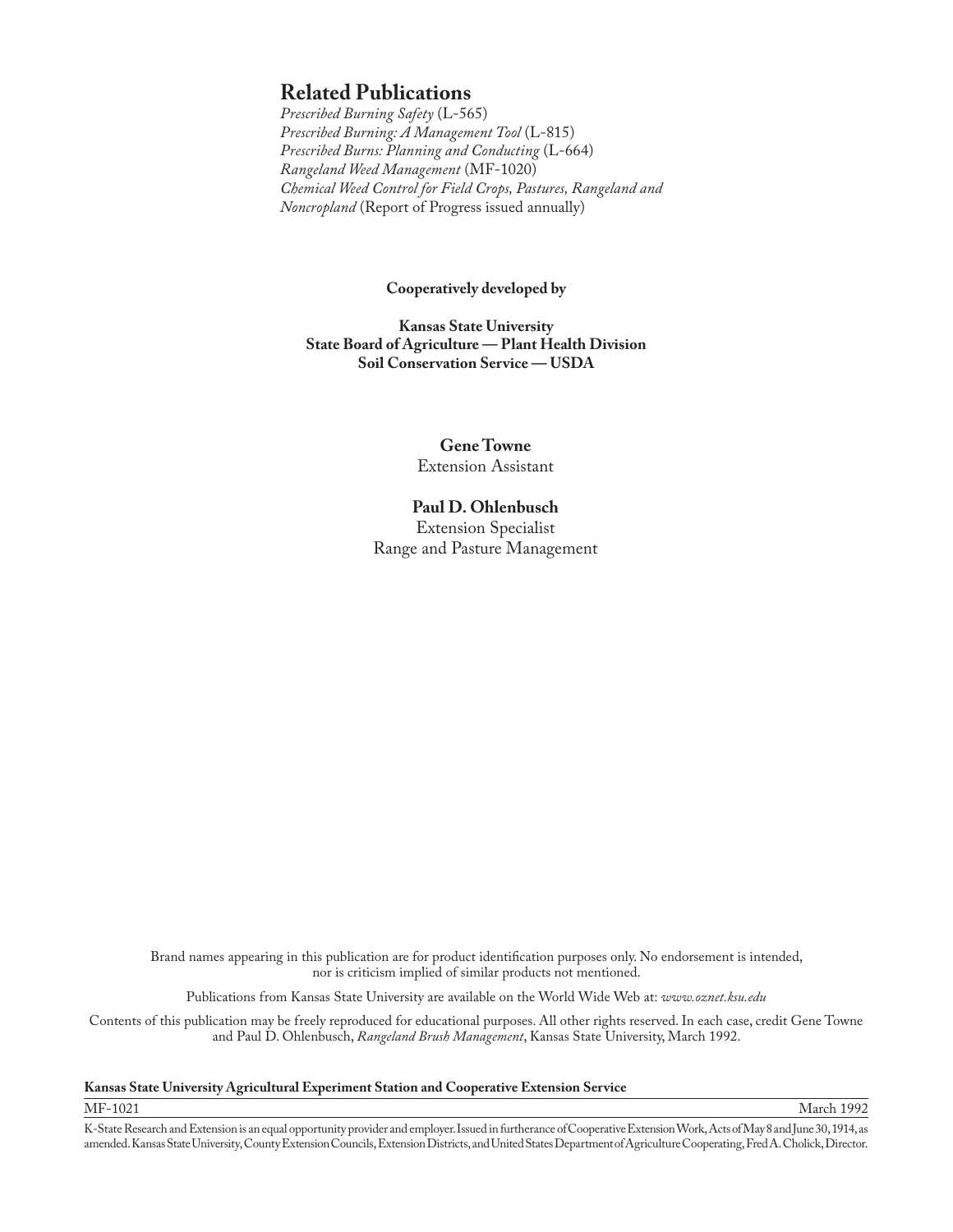## Related Publications

*Prescribed Burning Safety* (L-565)
*Prescribed Burning: A Management Tool* (L-815)
*Prescribed Burns: Planning and Conducting* (L-664)
*Rangeland Weed Management* (MF-1020)
*Chemical Weed Control for Field Crops, Pastures, Rangeland and Noncropland* (Report of Progress issued annually)

**Cooperatively developed by**

**Kansas State University**
**State Board of Agriculture — Plant Health Division**
**Soil Conservation Service — USDA**

**Gene Towne**
Extension Assistant

**Paul D. Ohlenbusch**
Extension Specialist
Range and Pasture Management

Brand names appearing in this publication are for product identification purposes only. No endorsement is intended, nor is criticism implied of similar products not mentioned.

Publications from Kansas State University are available on the World Wide Web at: *www.oznet.ksu.edu*

Contents of this publication may be freely reproduced for educational purposes. All other rights reserved. In each case, credit Gene Towne and Paul D. Ohlenbusch, *Rangeland Brush Management*, Kansas State University, March 1992.

**Kansas State University Agricultural Experiment Station and Cooperative Extension Service**

MF-1021 March 1992

K-State Research and Extension is an equal opportunity provider and employer. Issued in furtherance of Cooperative Extension Work, Acts of May 8 and June 30, 1914, as amended. Kansas State University, County Extension Councils, Extension Districts, and United States Department of Agriculture Cooperating, Fred A. Cholick, Director.